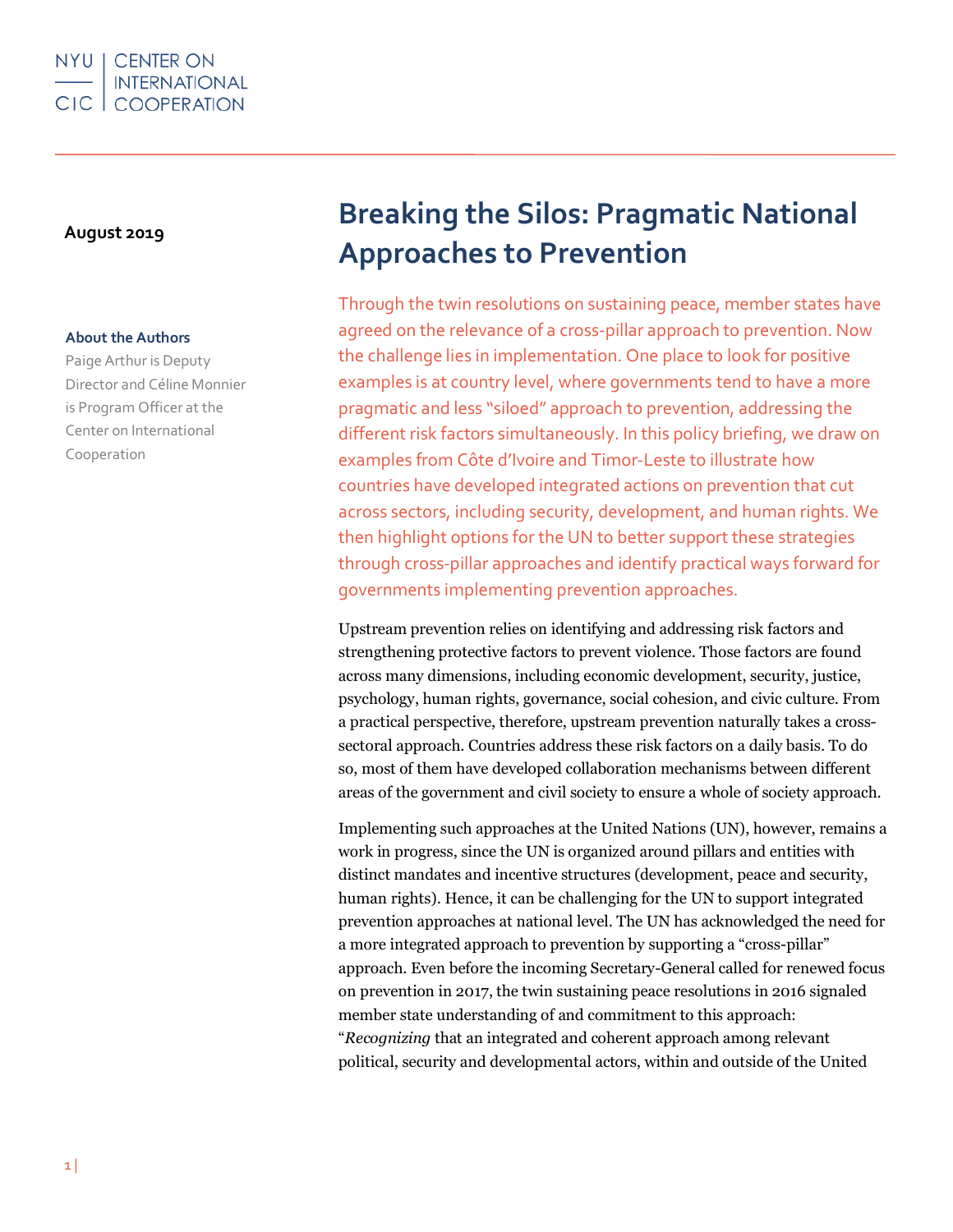NYU | CENTER ON INTERNATIONAL COOPERATION
CIC

**August 2019**

**About the Authors**

Paige Arthur is Deputy Director and Céline Monnier is Program Officer at the Center on International Cooperation

# Breaking the Silos: Pragmatic National Approaches to Prevention

Through the twin resolutions on sustaining peace, member states have agreed on the relevance of a cross-pillar approach to prevention. Now the challenge lies in implementation. One place to look for positive examples is at country level, where governments tend to have a more pragmatic and less "siloed" approach to prevention, addressing the different risk factors simultaneously. In this policy briefing, we draw on examples from Côte d'Ivoire and Timor-Leste to illustrate how countries have developed integrated actions on prevention that cut across sectors, including security, development, and human rights. We then highlight options for the UN to better support these strategies through cross-pillar approaches and identify practical ways forward for governments implementing prevention approaches.

Upstream prevention relies on identifying and addressing risk factors and strengthening protective factors to prevent violence. Those factors are found across many dimensions, including economic development, security, justice, psychology, human rights, governance, social cohesion, and civic culture. From a practical perspective, therefore, upstream prevention naturally takes a cross-sectoral approach. Countries address these risk factors on a daily basis. To do so, most of them have developed collaboration mechanisms between different areas of the government and civil society to ensure a whole of society approach.

Implementing such approaches at the United Nations (UN), however, remains a work in progress, since the UN is organized around pillars and entities with distinct mandates and incentive structures (development, peace and security, human rights). Hence, it can be challenging for the UN to support integrated prevention approaches at national level. The UN has acknowledged the need for a more integrated approach to prevention by supporting a "cross-pillar" approach. Even before the incoming Secretary-General called for renewed focus on prevention in 2017, the twin sustaining peace resolutions in 2016 signaled member state understanding of and commitment to this approach: "*Recognizing* that an integrated and coherent approach among relevant political, security and developmental actors, within and outside of the United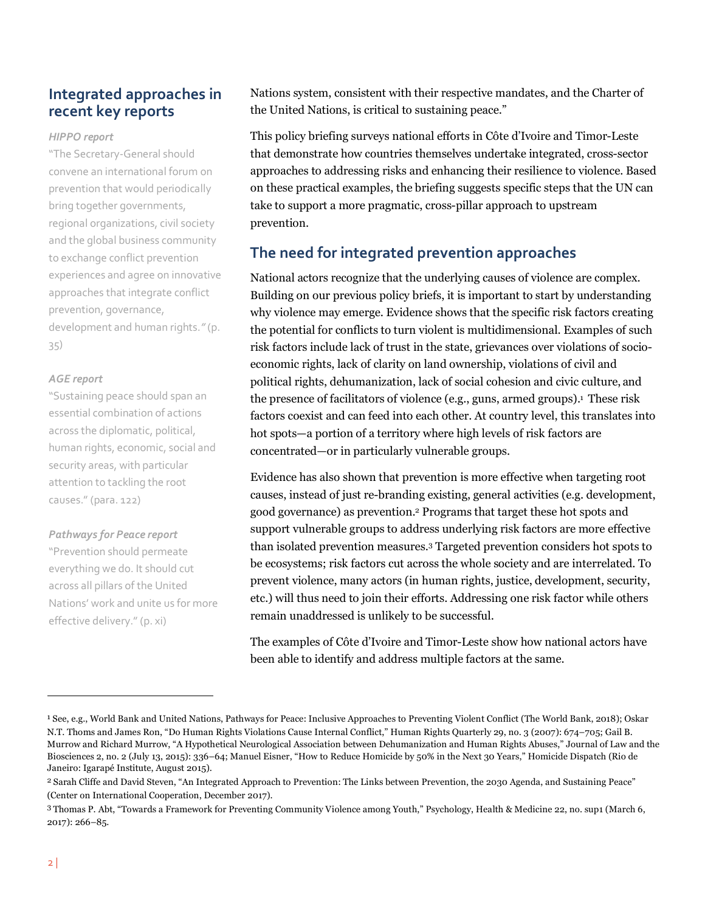## Integrated approaches in recent key reports

*HIPPO report*

"The Secretary-General should convene an international forum on prevention that would periodically bring together governments, regional organizations, civil society and the global business community to exchange conflict prevention experiences and agree on innovative approaches that integrate conflict prevention, governance, development and human rights." (p. 35)

*AGE report*

"Sustaining peace should span an essential combination of actions across the diplomatic, political, human rights, economic, social and security areas, with particular attention to tackling the root causes." (para. 122)

*Pathways for Peace report*

"Prevention should permeate everything we do. It should cut across all pillars of the United Nations' work and unite us for more effective delivery." (p. xi)

Nations system, consistent with their respective mandates, and the Charter of the United Nations, is critical to sustaining peace."

This policy briefing surveys national efforts in Côte d'Ivoire and Timor-Leste that demonstrate how countries themselves undertake integrated, cross-sector approaches to addressing risks and enhancing their resilience to violence. Based on these practical examples, the briefing suggests specific steps that the UN can take to support a more pragmatic, cross-pillar approach to upstream prevention.

## The need for integrated prevention approaches

National actors recognize that the underlying causes of violence are complex. Building on our previous policy briefs, it is important to start by understanding why violence may emerge. Evidence shows that the specific risk factors creating the potential for conflicts to turn violent is multidimensional. Examples of such risk factors include lack of trust in the state, grievances over violations of socio-economic rights, lack of clarity on land ownership, violations of civil and political rights, dehumanization, lack of social cohesion and civic culture, and the presence of facilitators of violence (e.g., guns, armed groups).[1] These risk factors coexist and can feed into each other. At country level, this translates into hot spots—a portion of a territory where high levels of risk factors are concentrated—or in particularly vulnerable groups.

Evidence has also shown that prevention is more effective when targeting root causes, instead of just re-branding existing, general activities (e.g. development, good governance) as prevention.[2] Programs that target these hot spots and support vulnerable groups to address underlying risk factors are more effective than isolated prevention measures.[3] Targeted prevention considers hot spots to be ecosystems; risk factors cut across the whole society and are interrelated. To prevent violence, many actors (in human rights, justice, development, security, etc.) will thus need to join their efforts. Addressing one risk factor while others remain unaddressed is unlikely to be successful.

The examples of Côte d'Ivoire and Timor-Leste show how national actors have been able to identify and address multiple factors at the same.

---

[1] See, e.g., World Bank and United Nations, Pathways for Peace: Inclusive Approaches to Preventing Violent Conflict (The World Bank, 2018); Oskar N.T. Thoms and James Ron, "Do Human Rights Violations Cause Internal Conflict," Human Rights Quarterly 29, no. 3 (2007): 674–705; Gail B. Murrow and Richard Murrow, "A Hypothetical Neurological Association between Dehumanization and Human Rights Abuses," Journal of Law and the Biosciences 2, no. 2 (July 13, 2015): 336–64; Manuel Eisner, "How to Reduce Homicide by 50% in the Next 30 Years," Homicide Dispatch (Rio de Janeiro: Igarapé Institute, August 2015).

[2] Sarah Cliffe and David Steven, "An Integrated Approach to Prevention: The Links between Prevention, the 2030 Agenda, and Sustaining Peace" (Center on International Cooperation, December 2017).

[3] Thomas P. Abt, "Towards a Framework for Preventing Community Violence among Youth," Psychology, Health & Medicine 22, no. sup1 (March 6, 2017): 266–85.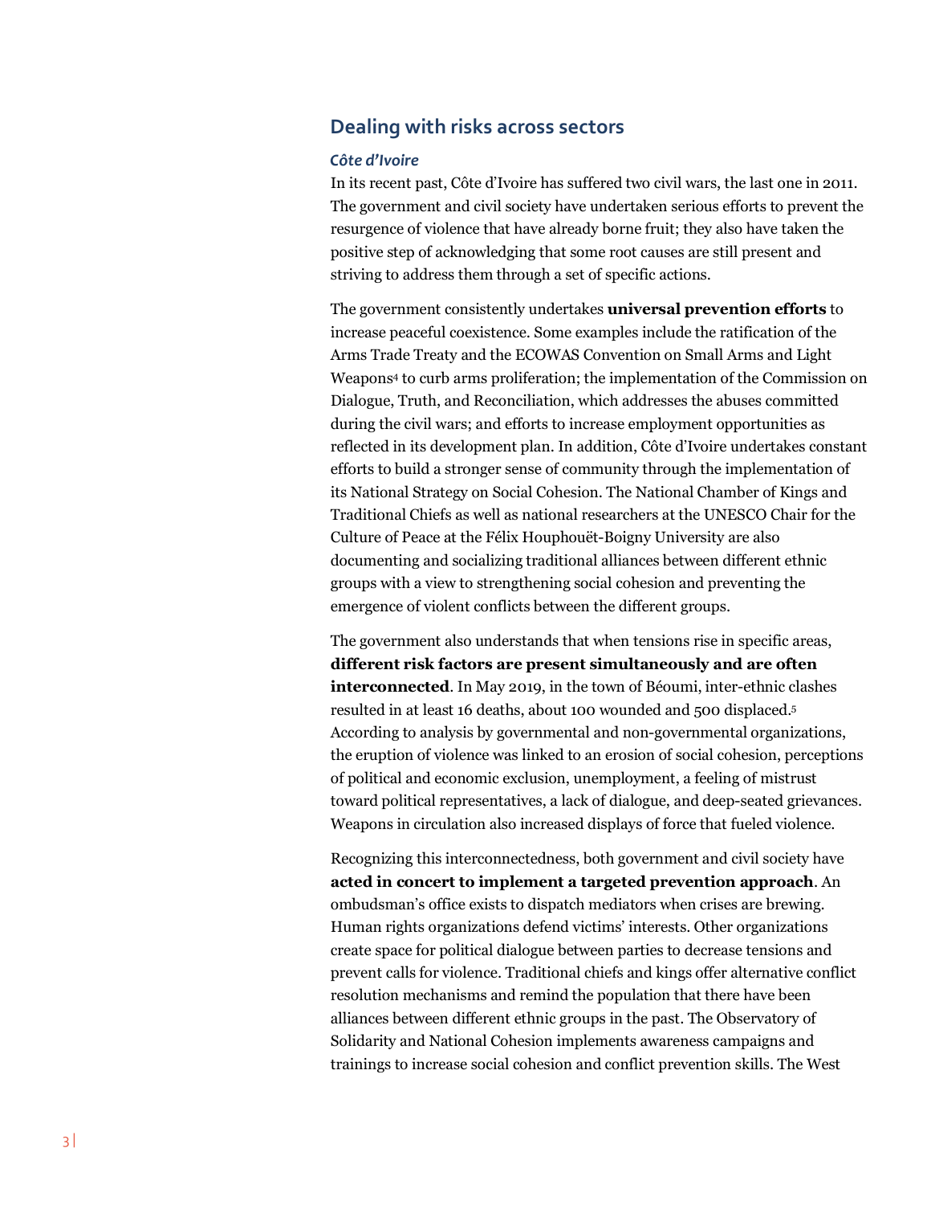## Dealing with risks across sectors

### *Côte d'Ivoire*

In its recent past, Côte d'Ivoire has suffered two civil wars, the last one in 2011. The government and civil society have undertaken serious efforts to prevent the resurgence of violence that have already borne fruit; they also have taken the positive step of acknowledging that some root causes are still present and striving to address them through a set of specific actions.

The government consistently undertakes **universal prevention efforts** to increase peaceful coexistence. Some examples include the ratification of the Arms Trade Treaty and the ECOWAS Convention on Small Arms and Light Weapons[4] to curb arms proliferation; the implementation of the Commission on Dialogue, Truth, and Reconciliation, which addresses the abuses committed during the civil wars; and efforts to increase employment opportunities as reflected in its development plan. In addition, Côte d'Ivoire undertakes constant efforts to build a stronger sense of community through the implementation of its National Strategy on Social Cohesion. The National Chamber of Kings and Traditional Chiefs as well as national researchers at the UNESCO Chair for the Culture of Peace at the Félix Houphouët-Boigny University are also documenting and socializing traditional alliances between different ethnic groups with a view to strengthening social cohesion and preventing the emergence of violent conflicts between the different groups.

The government also understands that when tensions rise in specific areas, **different risk factors are present simultaneously and are often interconnected**. In May 2019, in the town of Béoumi, inter-ethnic clashes resulted in at least 16 deaths, about 100 wounded and 500 displaced.[5] According to analysis by governmental and non-governmental organizations, the eruption of violence was linked to an erosion of social cohesion, perceptions of political and economic exclusion, unemployment, a feeling of mistrust toward political representatives, a lack of dialogue, and deep-seated grievances. Weapons in circulation also increased displays of force that fueled violence.

Recognizing this interconnectedness, both government and civil society have **acted in concert to implement a targeted prevention approach**. An ombudsman's office exists to dispatch mediators when crises are brewing. Human rights organizations defend victims' interests. Other organizations create space for political dialogue between parties to decrease tensions and prevent calls for violence. Traditional chiefs and kings offer alternative conflict resolution mechanisms and remind the population that there have been alliances between different ethnic groups in the past. The Observatory of Solidarity and National Cohesion implements awareness campaigns and trainings to increase social cohesion and conflict prevention skills. The West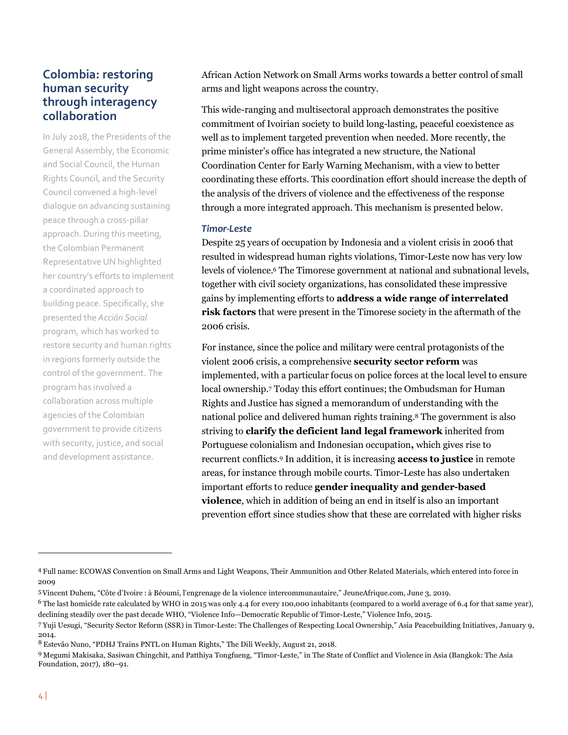## Colombia: restoring human security through interagency collaboration

In July 2018, the Presidents of the General Assembly, the Economic and Social Council, the Human Rights Council, and the Security Council convened a high-level dialogue on advancing sustaining peace through a cross-pillar approach. During this meeting, the Colombian Permanent Representative UN highlighted her country's efforts to implement a coordinated approach to building peace. Specifically, she presented the *Acción Social* program, which has worked to restore security and human rights in regions formerly outside the control of the government. The program has involved a collaboration across multiple agencies of the Colombian government to provide citizens with security, justice, and social and development assistance.

African Action Network on Small Arms works towards a better control of small arms and light weapons across the country.

This wide-ranging and multisectoral approach demonstrates the positive commitment of Ivoirian society to build long-lasting, peaceful coexistence as well as to implement targeted prevention when needed. More recently, the prime minister's office has integrated a new structure, the National Coordination Center for Early Warning Mechanism, with a view to better coordinating these efforts. This coordination effort should increase the depth of the analysis of the drivers of violence and the effectiveness of the response through a more integrated approach. This mechanism is presented below.

### *Timor-Leste*

Despite 25 years of occupation by Indonesia and a violent crisis in 2006 that resulted in widespread human rights violations, Timor-Leste now has very low levels of violence.[6] The Timorese government at national and subnational levels, together with civil society organizations, has consolidated these impressive gains by implementing efforts to **address a wide range of interrelated risk factors** that were present in the Timorese society in the aftermath of the 2006 crisis.

For instance, since the police and military were central protagonists of the violent 2006 crisis, a comprehensive **security sector reform** was implemented, with a particular focus on police forces at the local level to ensure local ownership.[7] Today this effort continues; the Ombudsman for Human Rights and Justice has signed a memorandum of understanding with the national police and delivered human rights training.[8] The government is also striving to **clarify the deficient land legal framework** inherited from Portuguese colonialism and Indonesian occupation**,** which gives rise to recurrent conflicts.[9] In addition, it is increasing **access to justice** in remote areas, for instance through mobile courts. Timor-Leste has also undertaken important efforts to reduce **gender inequality and gender-based violence**, which in addition of being an end in itself is also an important prevention effort since studies show that these are correlated with higher risks

---

[4] Full name: ECOWAS Convention on Small Arms and Light Weapons, Their Ammunition and Other Related Materials, which entered into force in 2009

[5] Vincent Duhem, "Côte d'Ivoire : à Béoumi, l'engrenage de la violence intercommunautaire," JeuneAfrique.com, June 3, 2019.

[6] The last homicide rate calculated by WHO in 2015 was only 4.4 for every 100,000 inhabitants (compared to a world average of 6.4 for that same year), declining steadily over the past decade WHO, "Violence Info—Democratic Republic of Timor-Leste," Violence Info, 2015.

[7] Yuji Uesugi, "Security Sector Reform (SSR) in Timor-Leste: The Challenges of Respecting Local Ownership," Asia Peacebuilding Initiatives, January 9, 2014.

[8] Estevão Nuno, "PDHJ Trains PNTL on Human Rights," The Dili Weekly, August 21, 2018.

[9] Megumi Makisaka, Sasiwan Chingchit, and Patthiya Tongfueng, "Timor-Leste," in The State of Conflict and Violence in Asia (Bangkok: The Asia Foundation, 2017), 180–91.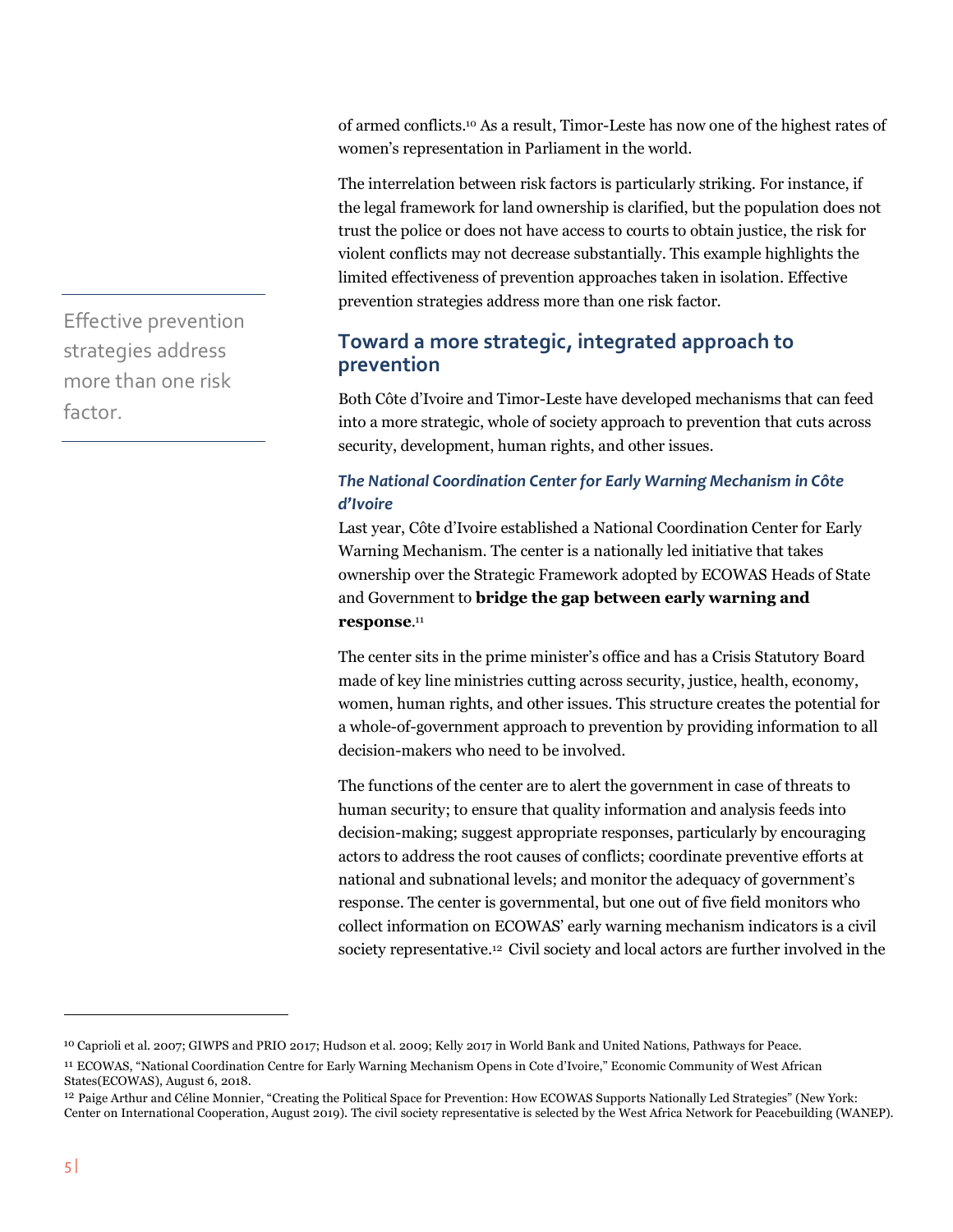of armed conflicts.[10] As a result, Timor-Leste has now one of the highest rates of women's representation in Parliament in the world.

The interrelation between risk factors is particularly striking. For instance, if the legal framework for land ownership is clarified, but the population does not trust the police or does not have access to courts to obtain justice, the risk for violent conflicts may not decrease substantially. This example highlights the limited effectiveness of prevention approaches taken in isolation. Effective prevention strategies address more than one risk factor.

> Effective prevention strategies address more than one risk factor.

## Toward a more strategic, integrated approach to prevention

Both Côte d'Ivoire and Timor-Leste have developed mechanisms that can feed into a more strategic, whole of society approach to prevention that cuts across security, development, human rights, and other issues.

### *The National Coordination Center for Early Warning Mechanism in Côte d'Ivoire*

Last year, Côte d'Ivoire established a National Coordination Center for Early Warning Mechanism. The center is a nationally led initiative that takes ownership over the Strategic Framework adopted by ECOWAS Heads of State and Government to **bridge the gap between early warning and response**.[11]

The center sits in the prime minister's office and has a Crisis Statutory Board made of key line ministries cutting across security, justice, health, economy, women, human rights, and other issues. This structure creates the potential for a whole-of-government approach to prevention by providing information to all decision-makers who need to be involved.

The functions of the center are to alert the government in case of threats to human security; to ensure that quality information and analysis feeds into decision-making; suggest appropriate responses, particularly by encouraging actors to address the root causes of conflicts; coordinate preventive efforts at national and subnational levels; and monitor the adequacy of government's response. The center is governmental, but one out of five field monitors who collect information on ECOWAS' early warning mechanism indicators is a civil society representative.[12] Civil society and local actors are further involved in the

---

[10] Caprioli et al. 2007; GIWPS and PRIO 2017; Hudson et al. 2009; Kelly 2017 in World Bank and United Nations, Pathways for Peace.

[11] ECOWAS, "National Coordination Centre for Early Warning Mechanism Opens in Cote d'Ivoire," Economic Community of West African States(ECOWAS), August 6, 2018.

[12] Paige Arthur and Céline Monnier, "Creating the Political Space for Prevention: How ECOWAS Supports Nationally Led Strategies" (New York: Center on International Cooperation, August 2019). The civil society representative is selected by the West Africa Network for Peacebuilding (WANEP).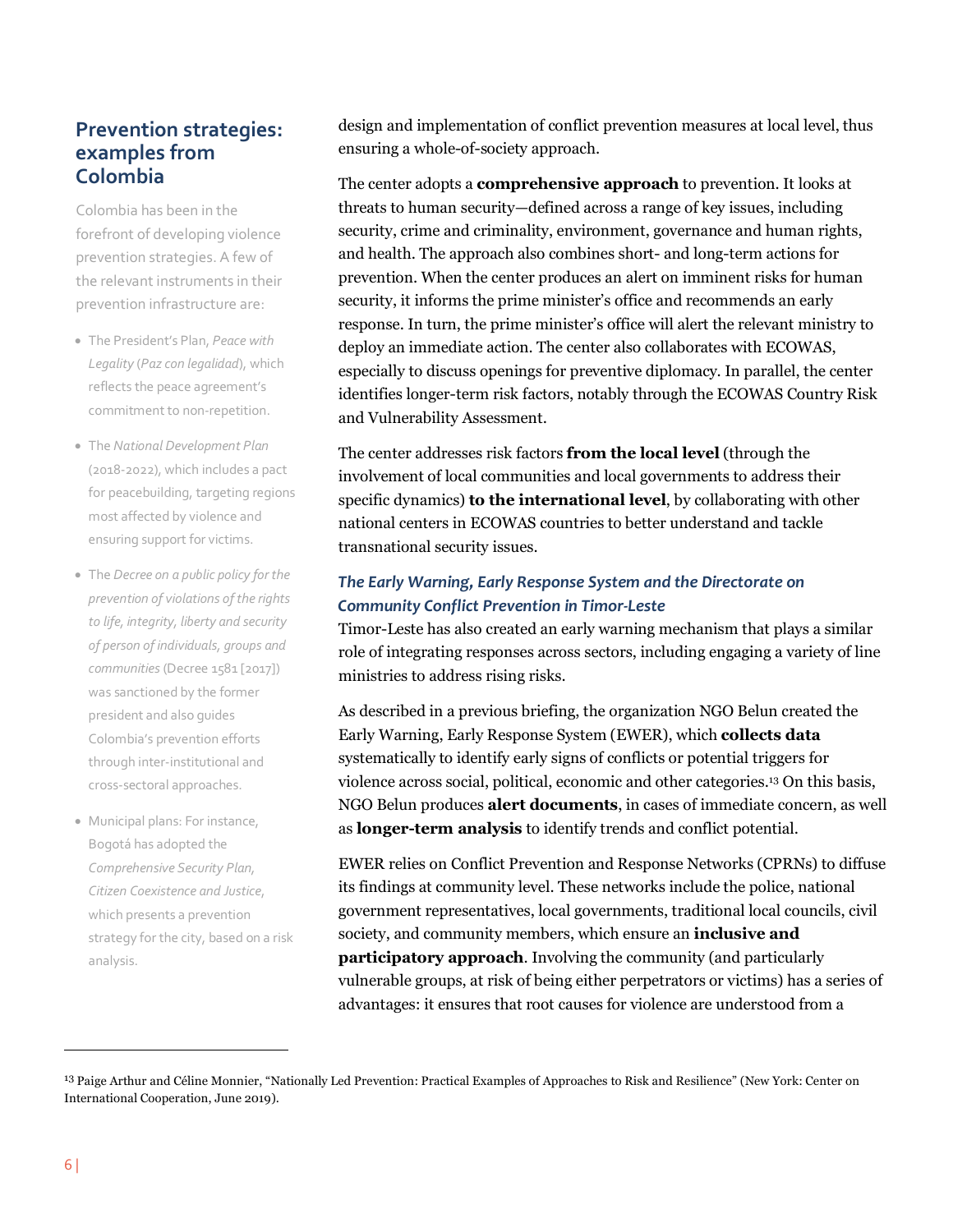design and implementation of conflict prevention measures at local level, thus ensuring a whole-of-society approach.

The center adopts a **comprehensive approach** to prevention. It looks at threats to human security—defined across a range of key issues, including security, crime and criminality, environment, governance and human rights, and health. The approach also combines short- and long-term actions for prevention. When the center produces an alert on imminent risks for human security, it informs the prime minister's office and recommends an early response. In turn, the prime minister's office will alert the relevant ministry to deploy an immediate action. The center also collaborates with ECOWAS, especially to discuss openings for preventive diplomacy. In parallel, the center identifies longer-term risk factors, notably through the ECOWAS Country Risk and Vulnerability Assessment.

The center addresses risk factors **from the local level** (through the involvement of local communities and local governments to address their specific dynamics) **to the international level**, by collaborating with other national centers in ECOWAS countries to better understand and tackle transnational security issues.

### *The Early Warning, Early Response System and the Directorate on Community Conflict Prevention in Timor-Leste*

Timor-Leste has also created an early warning mechanism that plays a similar role of integrating responses across sectors, including engaging a variety of line ministries to address rising risks.

As described in a previous briefing, the organization NGO Belun created the Early Warning, Early Response System (EWER), which **collects data** systematically to identify early signs of conflicts or potential triggers for violence across social, political, economic and other categories.[13] On this basis, NGO Belun produces **alert documents**, in cases of immediate concern, as well as **longer-term analysis** to identify trends and conflict potential.

EWER relies on Conflict Prevention and Response Networks (CPRNs) to diffuse its findings at community level. These networks include the police, national government representatives, local governments, traditional local councils, civil society, and community members, which ensure an **inclusive and participatory approach**. Involving the community (and particularly vulnerable groups, at risk of being either perpetrators or victims) has a series of advantages: it ensures that root causes for violence are understood from a

## Prevention strategies: examples from Colombia

Colombia has been in the forefront of developing violence prevention strategies. A few of the relevant instruments in their prevention infrastructure are:

- The President's Plan, *Peace with Legality* (*Paz con legalidad*), which reflects the peace agreement's commitment to non-repetition.
- The *National Development Plan* (2018-2022), which includes a pact for peacebuilding, targeting regions most affected by violence and ensuring support for victims.
- The *Decree on a public policy for the prevention of violations of the rights to life, integrity, liberty and security of person of individuals, groups and communities* (Decree 1581 [2017]) was sanctioned by the former president and also guides Colombia's prevention efforts through inter-institutional and cross-sectoral approaches.
- Municipal plans: For instance, Bogotá has adopted the *Comprehensive Security Plan, Citizen Coexistence and Justice*, which presents a prevention strategy for the city, based on a risk analysis.

---

[13] Paige Arthur and Céline Monnier, "Nationally Led Prevention: Practical Examples of Approaches to Risk and Resilience" (New York: Center on International Cooperation, June 2019).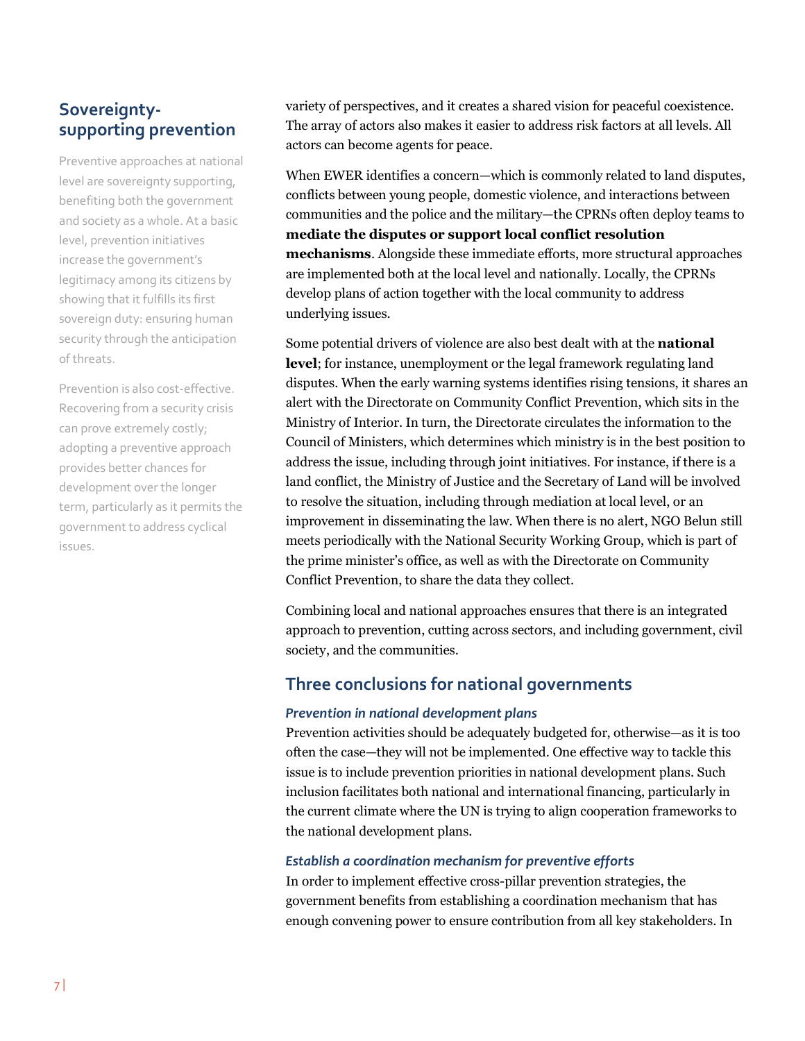## Sovereignty-supporting prevention

Preventive approaches at national level are sovereignty supporting, benefiting both the government and society as a whole. At a basic level, prevention initiatives increase the government's legitimacy among its citizens by showing that it fulfills its first sovereign duty: ensuring human security through the anticipation of threats.

Prevention is also cost-effective. Recovering from a security crisis can prove extremely costly; adopting a preventive approach provides better chances for development over the longer term, particularly as it permits the government to address cyclical issues.

variety of perspectives, and it creates a shared vision for peaceful coexistence. The array of actors also makes it easier to address risk factors at all levels. All actors can become agents for peace.

When EWER identifies a concern—which is commonly related to land disputes, conflicts between young people, domestic violence, and interactions between communities and the police and the military—the CPRNs often deploy teams to **mediate the disputes or support local conflict resolution mechanisms**. Alongside these immediate efforts, more structural approaches are implemented both at the local level and nationally. Locally, the CPRNs develop plans of action together with the local community to address underlying issues.

Some potential drivers of violence are also best dealt with at the **national level**; for instance, unemployment or the legal framework regulating land disputes. When the early warning systems identifies rising tensions, it shares an alert with the Directorate on Community Conflict Prevention, which sits in the Ministry of Interior. In turn, the Directorate circulates the information to the Council of Ministers, which determines which ministry is in the best position to address the issue, including through joint initiatives. For instance, if there is a land conflict, the Ministry of Justice and the Secretary of Land will be involved to resolve the situation, including through mediation at local level, or an improvement in disseminating the law. When there is no alert, NGO Belun still meets periodically with the National Security Working Group, which is part of the prime minister's office, as well as with the Directorate on Community Conflict Prevention, to share the data they collect.

Combining local and national approaches ensures that there is an integrated approach to prevention, cutting across sectors, and including government, civil society, and the communities.

## Three conclusions for national governments

### *Prevention in national development plans*

Prevention activities should be adequately budgeted for, otherwise—as it is too often the case—they will not be implemented. One effective way to tackle this issue is to include prevention priorities in national development plans. Such inclusion facilitates both national and international financing, particularly in the current climate where the UN is trying to align cooperation frameworks to the national development plans.

### *Establish a coordination mechanism for preventive efforts*

In order to implement effective cross-pillar prevention strategies, the government benefits from establishing a coordination mechanism that has enough convening power to ensure contribution from all key stakeholders. In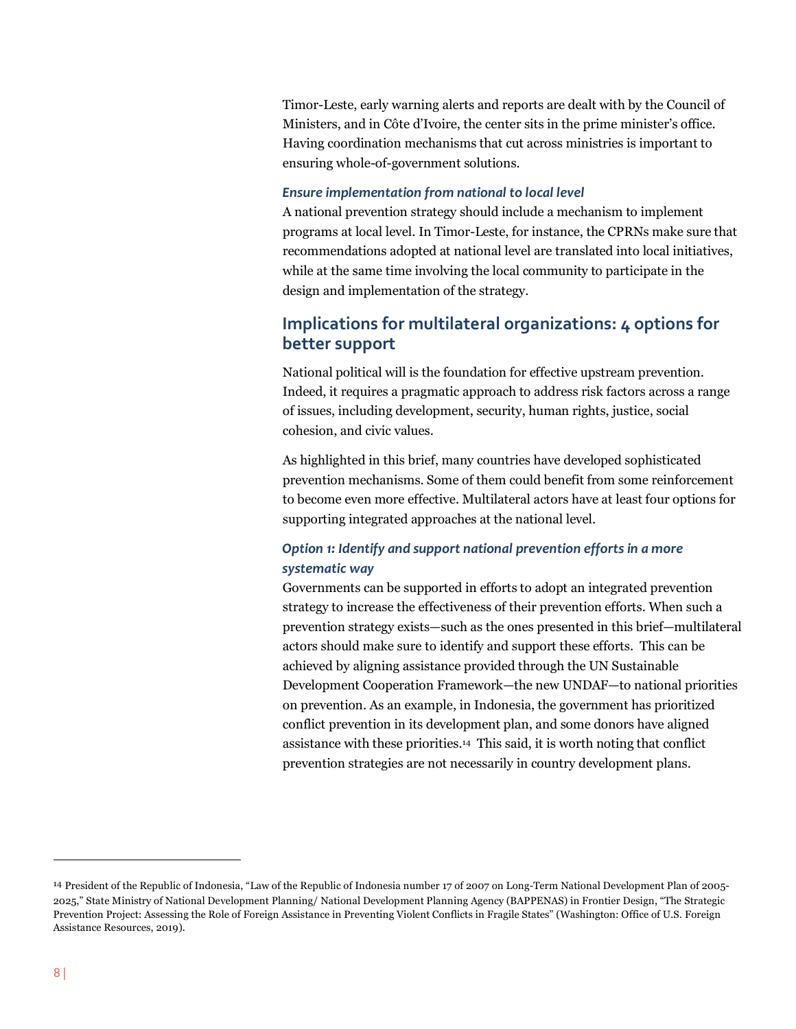Timor-Leste, early warning alerts and reports are dealt with by the Council of Ministers, and in Côte d'Ivoire, the center sits in the prime minister's office. Having coordination mechanisms that cut across ministries is important to ensuring whole-of-government solutions.

### *Ensure implementation from national to local level*

A national prevention strategy should include a mechanism to implement programs at local level. In Timor-Leste, for instance, the CPRNs make sure that recommendations adopted at national level are translated into local initiatives, while at the same time involving the local community to participate in the design and implementation of the strategy.

## Implications for multilateral organizations: 4 options for better support

National political will is the foundation for effective upstream prevention. Indeed, it requires a pragmatic approach to address risk factors across a range of issues, including development, security, human rights, justice, social cohesion, and civic values.

As highlighted in this brief, many countries have developed sophisticated prevention mechanisms. Some of them could benefit from some reinforcement to become even more effective. Multilateral actors have at least four options for supporting integrated approaches at the national level.

### *Option 1: Identify and support national prevention efforts in a more systematic way*

Governments can be supported in efforts to adopt an integrated prevention strategy to increase the effectiveness of their prevention efforts. When such a prevention strategy exists—such as the ones presented in this brief—multilateral actors should make sure to identify and support these efforts. This can be achieved by aligning assistance provided through the UN Sustainable Development Cooperation Framework—the new UNDAF—to national priorities on prevention. As an example, in Indonesia, the government has prioritized conflict prevention in its development plan, and some donors have aligned assistance with these priorities.[14] This said, it is worth noting that conflict prevention strategies are not necessarily in country development plans.

---

[14] President of the Republic of Indonesia, "Law of the Republic of Indonesia number 17 of 2007 on Long-Term National Development Plan of 2005-2025," State Ministry of National Development Planning/ National Development Planning Agency (BAPPENAS) in Frontier Design, "The Strategic Prevention Project: Assessing the Role of Foreign Assistance in Preventing Violent Conflicts in Fragile States" (Washington: Office of U.S. Foreign Assistance Resources, 2019).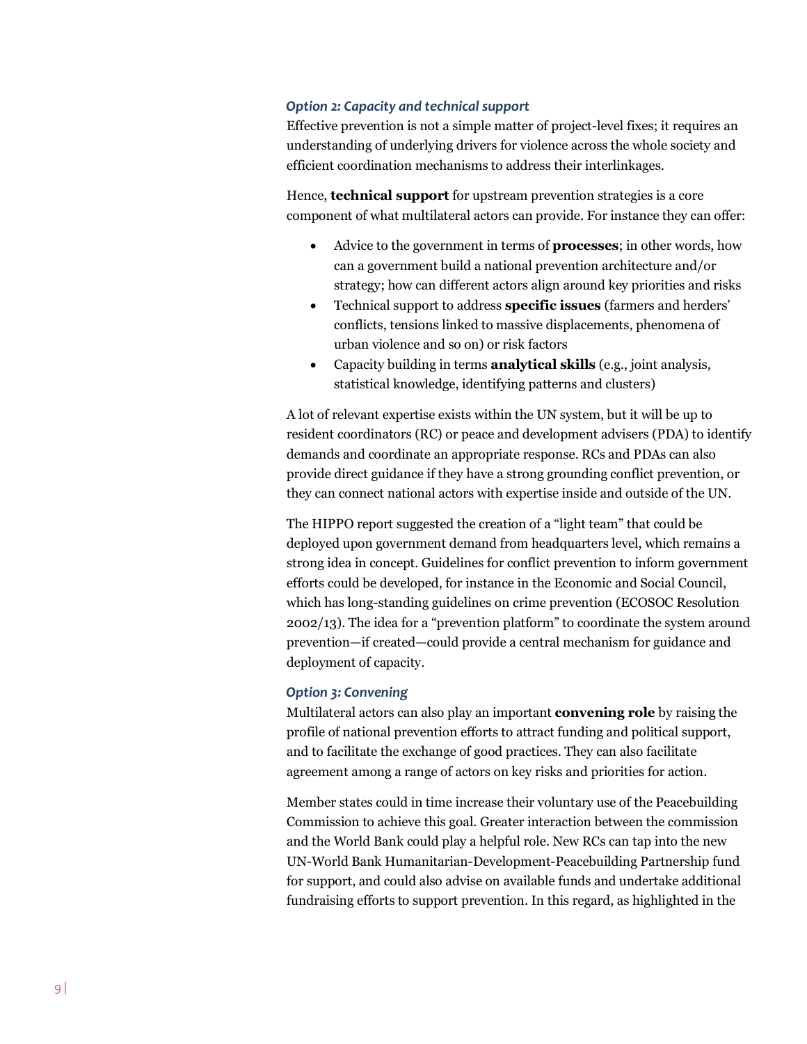### *Option 2: Capacity and technical support*

Effective prevention is not a simple matter of project-level fixes; it requires an understanding of underlying drivers for violence across the whole society and efficient coordination mechanisms to address their interlinkages.

Hence, **technical support** for upstream prevention strategies is a core component of what multilateral actors can provide. For instance they can offer:

- Advice to the government in terms of **processes**; in other words, how can a government build a national prevention architecture and/or strategy; how can different actors align around key priorities and risks
- Technical support to address **specific issues** (farmers and herders' conflicts, tensions linked to massive displacements, phenomena of urban violence and so on) or risk factors
- Capacity building in terms **analytical skills** (e.g., joint analysis, statistical knowledge, identifying patterns and clusters)

A lot of relevant expertise exists within the UN system, but it will be up to resident coordinators (RC) or peace and development advisers (PDA) to identify demands and coordinate an appropriate response. RCs and PDAs can also provide direct guidance if they have a strong grounding conflict prevention, or they can connect national actors with expertise inside and outside of the UN.

The HIPPO report suggested the creation of a "light team" that could be deployed upon government demand from headquarters level, which remains a strong idea in concept. Guidelines for conflict prevention to inform government efforts could be developed, for instance in the Economic and Social Council, which has long-standing guidelines on crime prevention (ECOSOC Resolution 2002/13). The idea for a "prevention platform" to coordinate the system around prevention—if created—could provide a central mechanism for guidance and deployment of capacity.

### *Option 3: Convening*

Multilateral actors can also play an important **convening role** by raising the profile of national prevention efforts to attract funding and political support, and to facilitate the exchange of good practices. They can also facilitate agreement among a range of actors on key risks and priorities for action.

Member states could in time increase their voluntary use of the Peacebuilding Commission to achieve this goal. Greater interaction between the commission and the World Bank could play a helpful role. New RCs can tap into the new UN-World Bank Humanitarian-Development-Peacebuilding Partnership fund for support, and could also advise on available funds and undertake additional fundraising efforts to support prevention. In this regard, as highlighted in the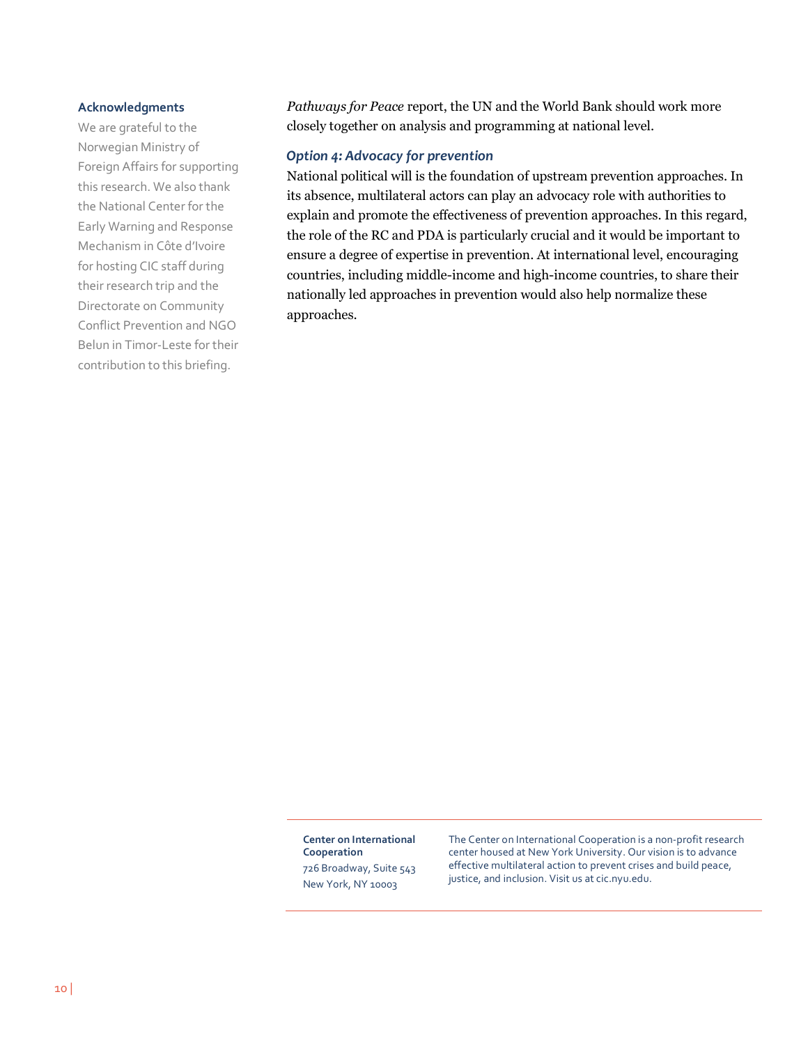*Pathways for Peace* report, the UN and the World Bank should work more closely together on analysis and programming at national level.

### *Option 4: Advocacy for prevention*

National political will is the foundation of upstream prevention approaches. In its absence, multilateral actors can play an advocacy role with authorities to explain and promote the effectiveness of prevention approaches. In this regard, the role of the RC and PDA is particularly crucial and it would be important to ensure a degree of expertise in prevention. At international level, encouraging countries, including middle-income and high-income countries, to share their nationally led approaches in prevention would also help normalize these approaches.

**Acknowledgments**

We are grateful to the Norwegian Ministry of Foreign Affairs for supporting this research. We also thank the National Center for the Early Warning and Response Mechanism in Côte d'Ivoire for hosting CIC staff during their research trip and the Directorate on Community Conflict Prevention and NGO Belun in Timor-Leste for their contribution to this briefing.

---

**Center on International Cooperation**
726 Broadway, Suite 543
New York, NY 10003

The Center on International Cooperation is a non-profit research center housed at New York University. Our vision is to advance effective multilateral action to prevent crises and build peace, justice, and inclusion. Visit us at cic.nyu.edu.